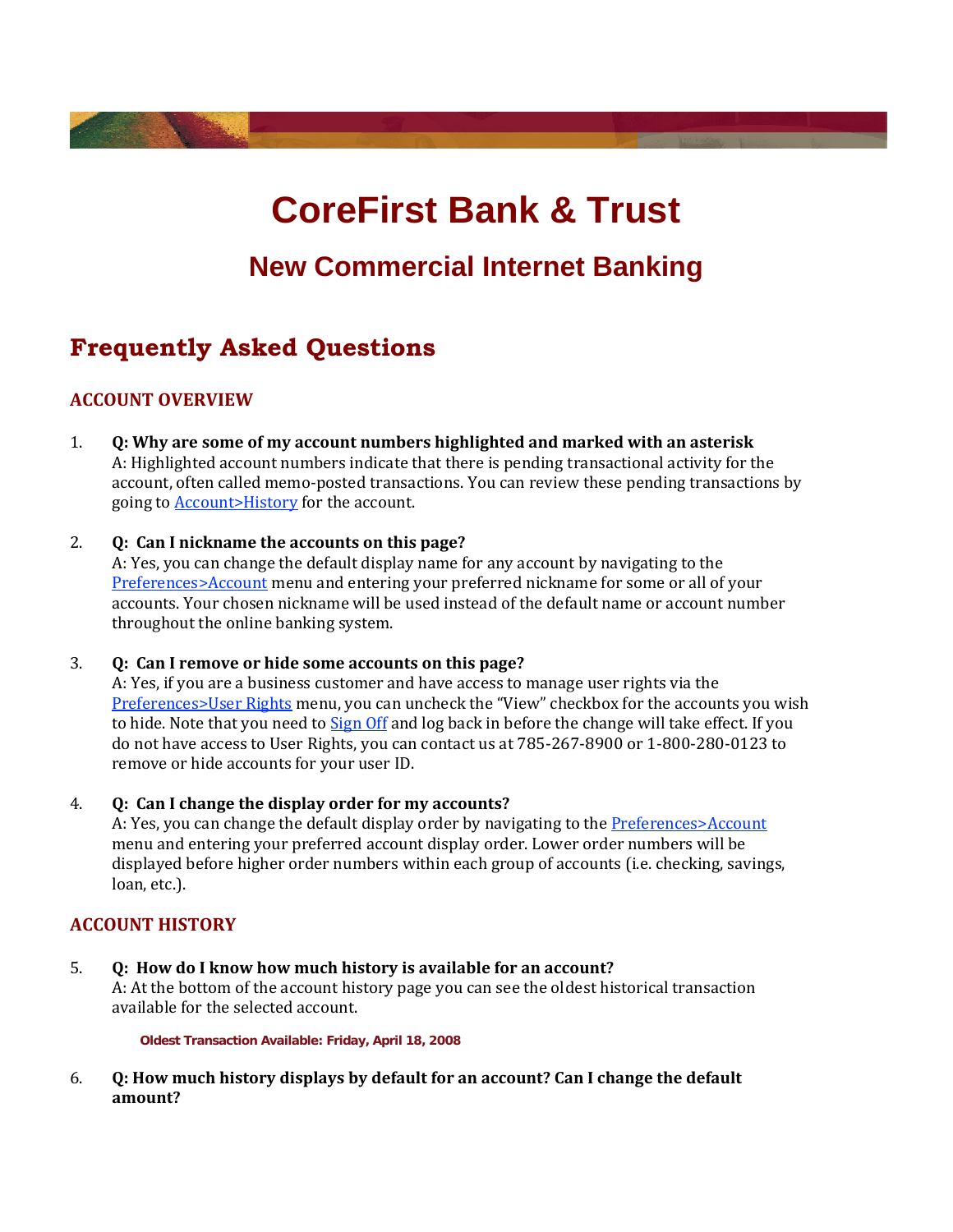# CoreFirst Bank & Trust

## New Commercial Internet Banking

## Frequently Asked Questions

### ACCOUNT OVERVIEW

1. **Q: Why are some of my account numbers highlighted and marked with an asterisk**
   A: Highlighted account numbers indicate that there is pending transactional activity for the account, often called memo-posted transactions. You can review these pending transactions by going to Account>History for the account.

2. **Q: Can I nickname the accounts on this page?**
   A: Yes, you can change the default display name for any account by navigating to the Preferences>Account menu and entering your preferred nickname for some or all of your accounts. Your chosen nickname will be used instead of the default name or account number throughout the online banking system.

3. **Q: Can I remove or hide some accounts on this page?**
   A: Yes, if you are a business customer and have access to manage user rights via the Preferences>User Rights menu, you can uncheck the "View" checkbox for the accounts you wish to hide. Note that you need to Sign Off and log back in before the change will take effect. If you do not have access to User Rights, you can contact us at 785-267-8900 or 1-800-280-0123 to remove or hide accounts for your user ID.

4. **Q: Can I change the display order for my accounts?**
   A: Yes, you can change the default display order by navigating to the Preferences>Account menu and entering your preferred account display order. Lower order numbers will be displayed before higher order numbers within each group of accounts (i.e. checking, savings, loan, etc.).

### ACCOUNT HISTORY

5. **Q: How do I know how much history is available for an account?**
   A: At the bottom of the account history page you can see the oldest historical transaction available for the selected account.

   **Oldest Transaction Available: Friday, April 18, 2008**

6. **Q: How much history displays by default for an account? Can I change the default amount?**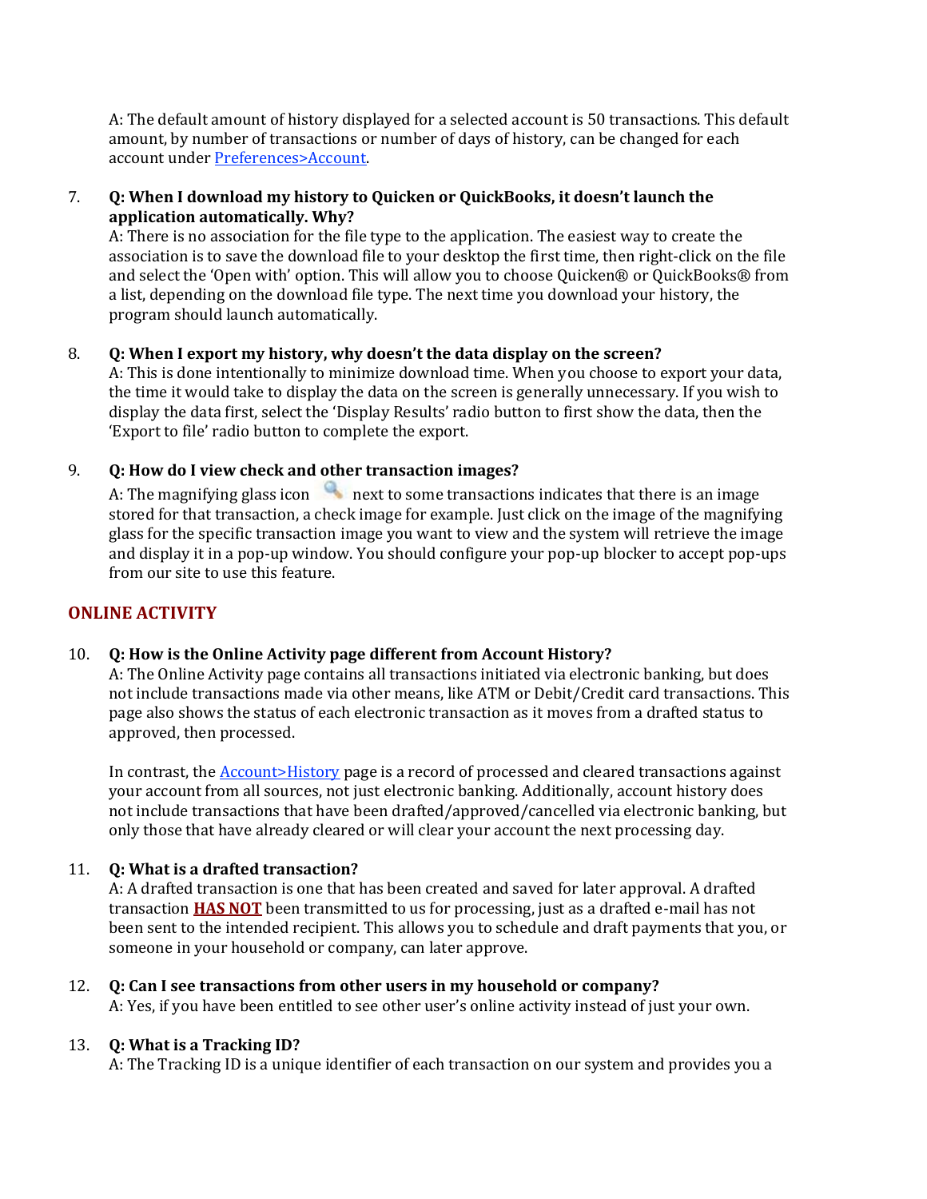A: The default amount of history displayed for a selected account is 50 transactions. This default amount, by number of transactions or number of days of history, can be changed for each account under [Preferences>Account](#).

7. **Q: When I download my history to Quicken or QuickBooks, it doesn't launch the application automatically. Why?**
   A: There is no association for the file type to the application. The easiest way to create the association is to save the download file to your desktop the first time, then right-click on the file and select the 'Open with' option. This will allow you to choose Quicken® or QuickBooks® from a list, depending on the download file type. The next time you download your history, the program should launch automatically.

8. **Q: When I export my history, why doesn't the data display on the screen?**
   A: This is done intentionally to minimize download time. When you choose to export your data, the time it would take to display the data on the screen is generally unnecessary. If you wish to display the data first, select the 'Display Results' radio button to first show the data, then the 'Export to file' radio button to complete the export.

9. **Q: How do I view check and other transaction images?**
   A: The magnifying glass icon next to some transactions indicates that there is an image stored for that transaction, a check image for example. Just click on the image of the magnifying glass for the specific transaction image you want to view and the system will retrieve the image and display it in a pop-up window. You should configure your pop-up blocker to accept pop-ups from our site to use this feature.

## ONLINE ACTIVITY

10. **Q: How is the Online Activity page different from Account History?**
    A: The Online Activity page contains all transactions initiated via electronic banking, but does not include transactions made via other means, like ATM or Debit/Credit card transactions. This page also shows the status of each electronic transaction as it moves from a drafted status to approved, then processed.

    In contrast, the [Account>History](#) page is a record of processed and cleared transactions against your account from all sources, not just electronic banking. Additionally, account history does not include transactions that have been drafted/approved/cancelled via electronic banking, but only those that have already cleared or will clear your account the next processing day.

11. **Q: What is a drafted transaction?**
    A: A drafted transaction is one that has been created and saved for later approval. A drafted transaction **HAS NOT** been transmitted to us for processing, just as a drafted e-mail has not been sent to the intended recipient. This allows you to schedule and draft payments that you, or someone in your household or company, can later approve.

12. **Q: Can I see transactions from other users in my household or company?**
    A: Yes, if you have been entitled to see other user's online activity instead of just your own.

13. **Q: What is a Tracking ID?**
    A: The Tracking ID is a unique identifier of each transaction on our system and provides you a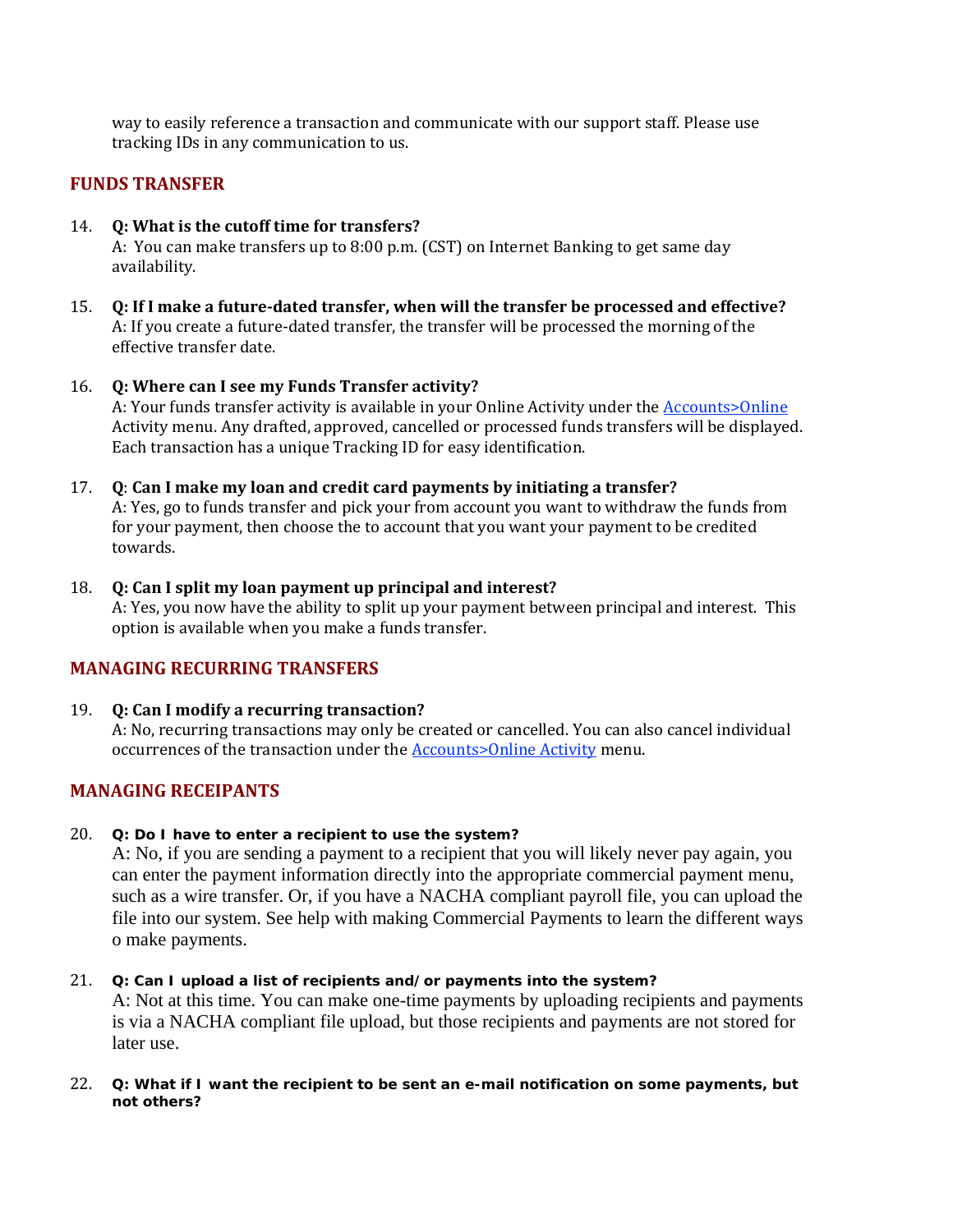way to easily reference a transaction and communicate with our support staff. Please use tracking IDs in any communication to us.

## FUNDS TRANSFER

14. **Q: What is the cutoff time for transfers?**
A: You can make transfers up to 8:00 p.m. (CST) on Internet Banking to get same day availability.

15. **Q: If I make a future-dated transfer, when will the transfer be processed and effective?**
A: If you create a future-dated transfer, the transfer will be processed the morning of the effective transfer date.

16. **Q: Where can I see my Funds Transfer activity?**
A: Your funds transfer activity is available in your Online Activity under the Accounts>Online Activity menu. Any drafted, approved, cancelled or processed funds transfers will be displayed. Each transaction has a unique Tracking ID for easy identification.

17. **Q: Can I make my loan and credit card payments by initiating a transfer?**
A: Yes, go to funds transfer and pick your from account you want to withdraw the funds from for your payment, then choose the to account that you want your payment to be credited towards.

18. **Q: Can I split my loan payment up principal and interest?**
A: Yes, you now have the ability to split up your payment between principal and interest. This option is available when you make a funds transfer.

## MANAGING RECURRING TRANSFERS

19. **Q: Can I modify a recurring transaction?**
A: No, recurring transactions may only be created or cancelled. You can also cancel individual occurrences of the transaction under the Accounts>Online Activity menu.

## MANAGING RECEIPANTS

20. **Q: Do I have to enter a recipient to use the system?**
A: No, if you are sending a payment to a recipient that you will likely never pay again, you can enter the payment information directly into the appropriate commercial payment menu, such as a wire transfer. Or, if you have a NACHA compliant payroll file, you can upload the file into our system. See help with making Commercial Payments to learn the different ways o make payments.

21. **Q: Can I upload a list of recipients and/or payments into the system?**
A: Not at this time. You can make one-time payments by uploading recipients and payments is via a NACHA compliant file upload, but those recipients and payments are not stored for later use.

22. **Q: What if I want the recipient to be sent an e-mail notification on some payments, but not others?**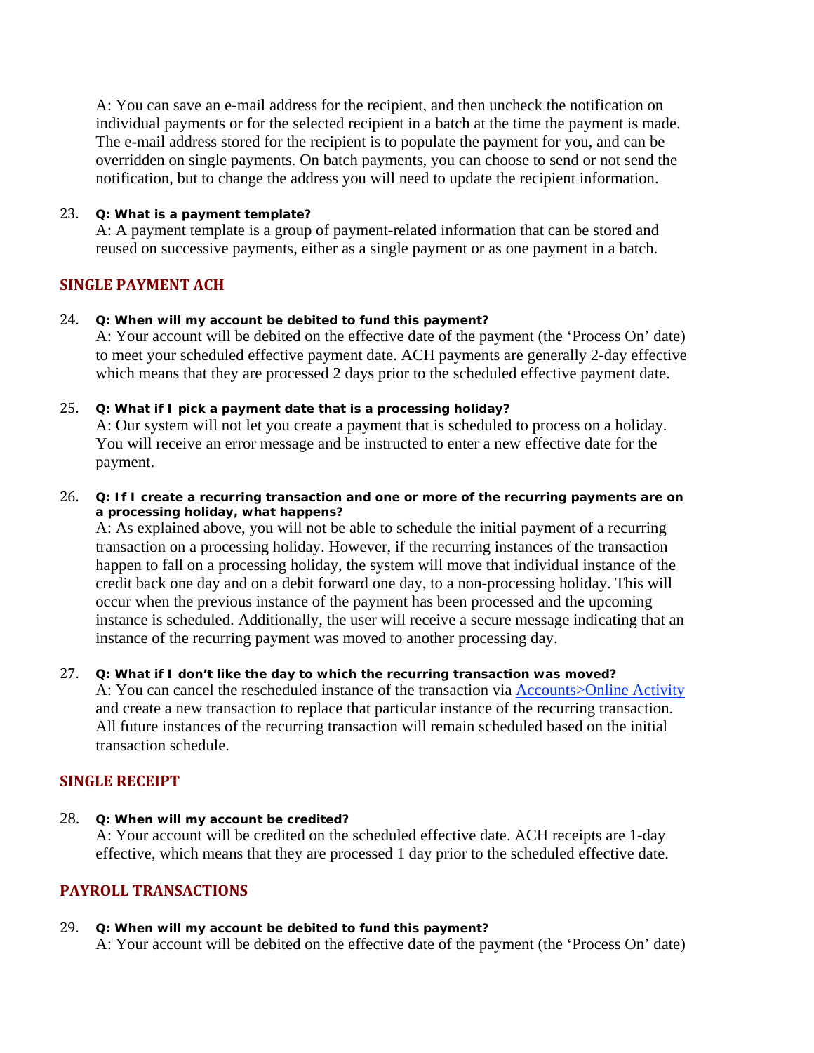A: You can save an e-mail address for the recipient, and then uncheck the notification on individual payments or for the selected recipient in a batch at the time the payment is made. The e-mail address stored for the recipient is to populate the payment for you, and can be overridden on single payments. On batch payments, you can choose to send or not send the notification, but to change the address you will need to update the recipient information.

23. **Q: What is a payment template?**
A: A payment template is a group of payment-related information that can be stored and reused on successive payments, either as a single payment or as one payment in a batch.

## SINGLE PAYMENT ACH

24. **Q: When will my account be debited to fund this payment?**
A: Your account will be debited on the effective date of the payment (the 'Process On' date) to meet your scheduled effective payment date. ACH payments are generally 2-day effective which means that they are processed 2 days prior to the scheduled effective payment date.

25. **Q: What if I pick a payment date that is a processing holiday?**
A: Our system will not let you create a payment that is scheduled to process on a holiday. You will receive an error message and be instructed to enter a new effective date for the payment.

26. **Q: If I create a recurring transaction and one or more of the recurring payments are on a processing holiday, what happens?**
A: As explained above, you will not be able to schedule the initial payment of a recurring transaction on a processing holiday. However, if the recurring instances of the transaction happen to fall on a processing holiday, the system will move that individual instance of the credit back one day and on a debit forward one day, to a non-processing holiday. This will occur when the previous instance of the payment has been processed and the upcoming instance is scheduled. Additionally, the user will receive a secure message indicating that an instance of the recurring payment was moved to another processing day.

27. **Q: What if I don't like the day to which the recurring transaction was moved?**
A: You can cancel the rescheduled instance of the transaction via Accounts>Online Activity and create a new transaction to replace that particular instance of the recurring transaction. All future instances of the recurring transaction will remain scheduled based on the initial transaction schedule.

## SINGLE RECEIPT

28. **Q: When will my account be credited?**
A: Your account will be credited on the scheduled effective date. ACH receipts are 1-day effective, which means that they are processed 1 day prior to the scheduled effective date.

## PAYROLL TRANSACTIONS

29. **Q: When will my account be debited to fund this payment?**
A: Your account will be debited on the effective date of the payment (the 'Process On' date)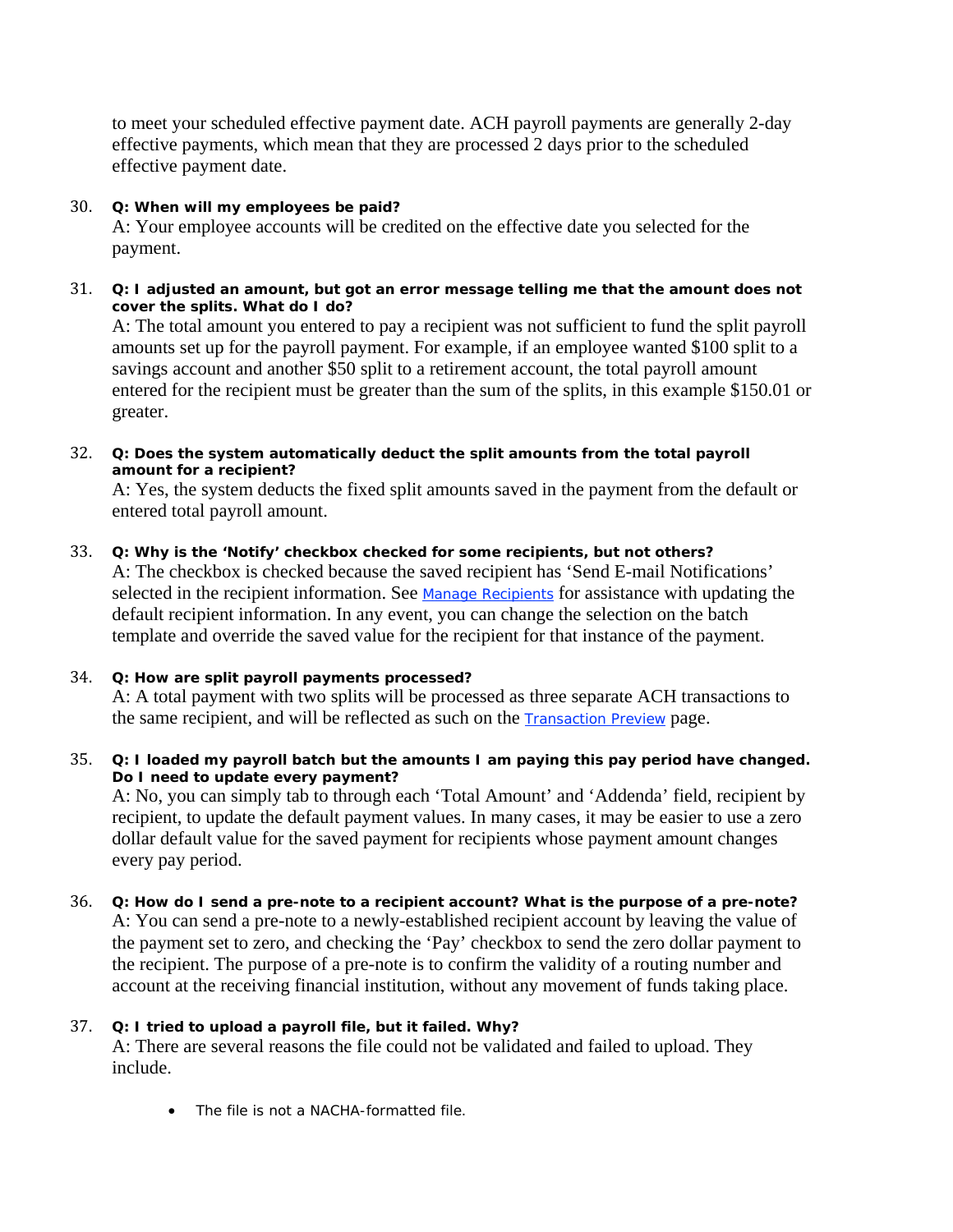to meet your scheduled effective payment date. ACH payroll payments are generally 2-day effective payments, which mean that they are processed 2 days prior to the scheduled effective payment date.

30. **Q: When will my employees be paid?**
    A: Your employee accounts will be credited on the effective date you selected for the payment.

31. **Q: I adjusted an amount, but got an error message telling me that the amount does not cover the splits. What do I do?**
    A: The total amount you entered to pay a recipient was not sufficient to fund the split payroll amounts set up for the payroll payment. For example, if an employee wanted $100 split to a savings account and another $50 split to a retirement account, the total payroll amount entered for the recipient must be greater than the sum of the splits, in this example $150.01 or greater.

32. **Q: Does the system automatically deduct the split amounts from the total payroll amount for a recipient?**
    A: Yes, the system deducts the fixed split amounts saved in the payment from the default or entered total payroll amount.

33. **Q: Why is the 'Notify' checkbox checked for some recipients, but not others?**
    A: The checkbox is checked because the saved recipient has 'Send E-mail Notifications' selected in the recipient information. See Manage Recipients for assistance with updating the default recipient information. In any event, you can change the selection on the batch template and override the saved value for the recipient for that instance of the payment.

34. **Q: How are split payroll payments processed?**
    A: A total payment with two splits will be processed as three separate ACH transactions to the same recipient, and will be reflected as such on the Transaction Preview page.

35. **Q: I loaded my payroll batch but the amounts I am paying this pay period have changed. Do I need to update every payment?**
    A: No, you can simply tab to through each 'Total Amount' and 'Addenda' field, recipient by recipient, to update the default payment values. In many cases, it may be easier to use a zero dollar default value for the saved payment for recipients whose payment amount changes every pay period.

36. **Q: How do I send a pre-note to a recipient account? What is the purpose of a pre-note?**
    A: You can send a pre-note to a newly-established recipient account by leaving the value of the payment set to zero, and checking the 'Pay' checkbox to send the zero dollar payment to the recipient. The purpose of a pre-note is to confirm the validity of a routing number and account at the receiving financial institution, without any movement of funds taking place.

37. **Q: I tried to upload a payroll file, but it failed. Why?**
    A: There are several reasons the file could not be validated and failed to upload. They include.

    - The file is not a NACHA-formatted file.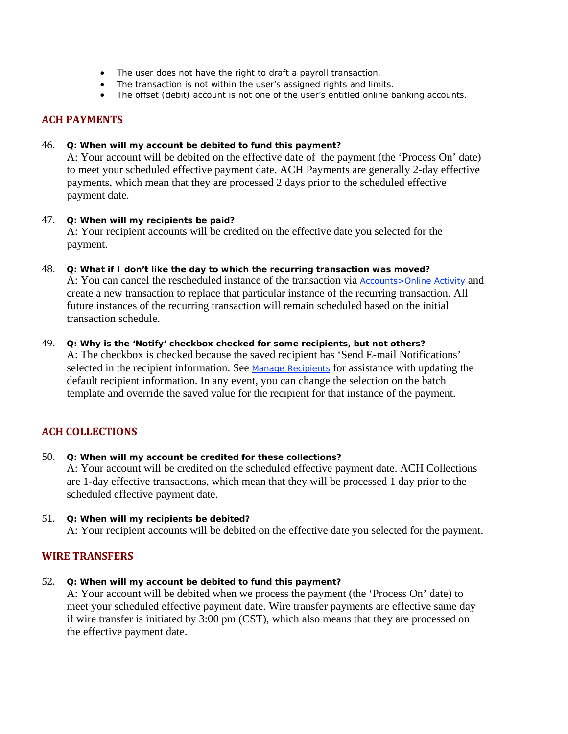- The user does not have the right to draft a payroll transaction.
- The transaction is not within the user's assigned rights and limits.
- The offset (debit) account is not one of the user's entitled online banking accounts.

## ACH PAYMENTS

46. **Q: When will my account be debited to fund this payment?**
    A: Your account will be debited on the effective date of the payment (the 'Process On' date) to meet your scheduled effective payment date. ACH Payments are generally 2-day effective payments, which mean that they are processed 2 days prior to the scheduled effective payment date.

47. **Q: When will my recipients be paid?**
    A: Your recipient accounts will be credited on the effective date you selected for the payment.

48. **Q: What if I don't like the day to which the recurring transaction was moved?**
    A: You can cancel the rescheduled instance of the transaction via Accounts>Online Activity and create a new transaction to replace that particular instance of the recurring transaction. All future instances of the recurring transaction will remain scheduled based on the initial transaction schedule.

49. **Q: Why is the 'Notify' checkbox checked for some recipients, but not others?**
    A: The checkbox is checked because the saved recipient has 'Send E-mail Notifications' selected in the recipient information. See Manage Recipients for assistance with updating the default recipient information. In any event, you can change the selection on the batch template and override the saved value for the recipient for that instance of the payment.

## ACH COLLECTIONS

50. **Q: When will my account be credited for these collections?**
    A: Your account will be credited on the scheduled effective payment date. ACH Collections are 1-day effective transactions, which mean that they will be processed 1 day prior to the scheduled effective payment date.

51. **Q: When will my recipients be debited?**
    A: Your recipient accounts will be debited on the effective date you selected for the payment.

## WIRE TRANSFERS

52. **Q: When will my account be debited to fund this payment?**
    A: Your account will be debited when we process the payment (the 'Process On' date) to meet your scheduled effective payment date. Wire transfer payments are effective same day if wire transfer is initiated by 3:00 pm (CST), which also means that they are processed on the effective payment date.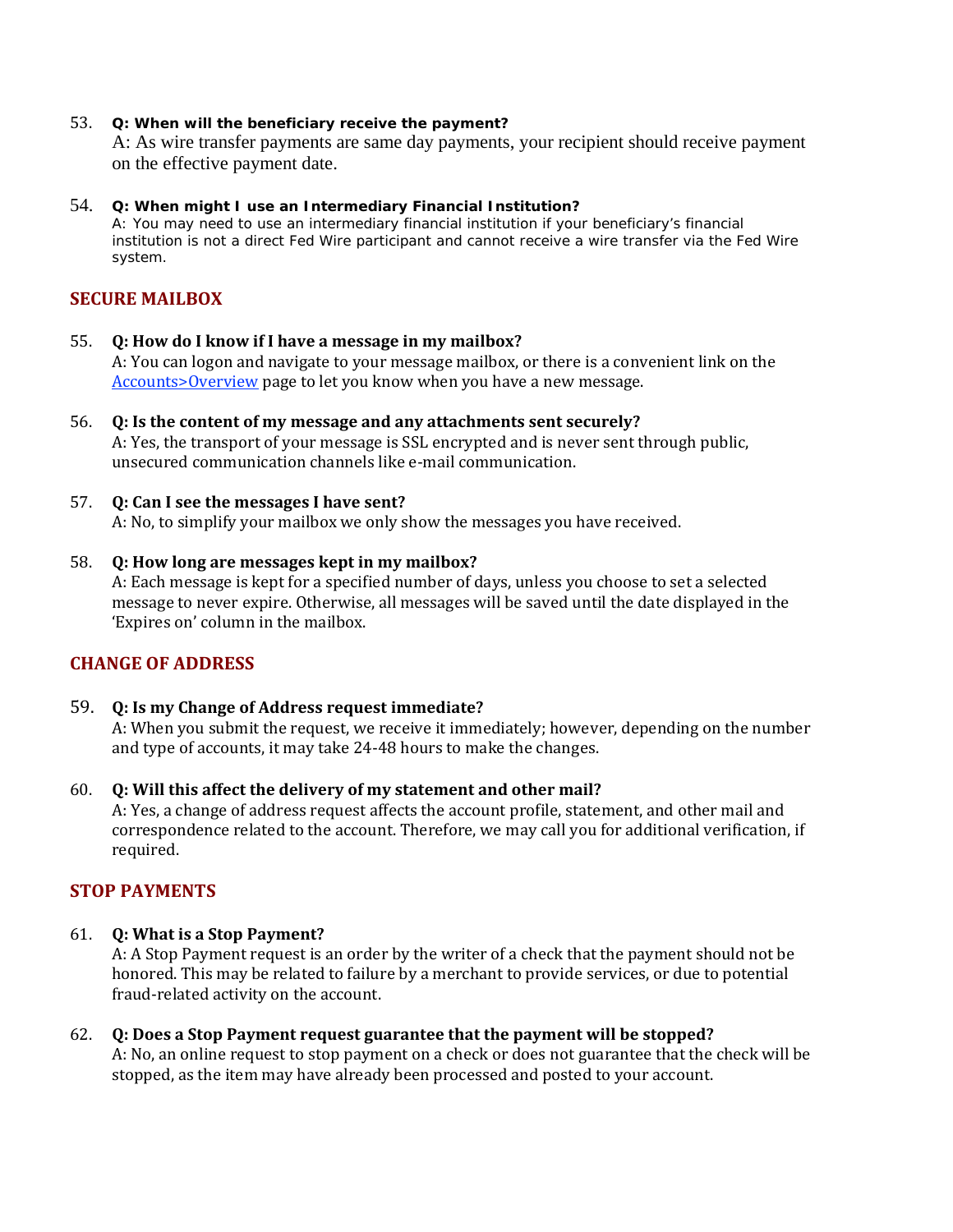53. **Q: When will the beneficiary receive the payment?**
    A: As wire transfer payments are same day payments, your recipient should receive payment on the effective payment date.

54. **Q: When might I use an Intermediary Financial Institution?**
    A: You may need to use an intermediary financial institution if your beneficiary's financial institution is not a direct Fed Wire participant and cannot receive a wire transfer via the Fed Wire system.

## SECURE MAILBOX

55. **Q: How do I know if I have a message in my mailbox?**
    A: You can logon and navigate to your message mailbox, or there is a convenient link on the Accounts>Overview page to let you know when you have a new message.

56. **Q: Is the content of my message and any attachments sent securely?**
    A: Yes, the transport of your message is SSL encrypted and is never sent through public, unsecured communication channels like e-mail communication.

57. **Q: Can I see the messages I have sent?**
    A: No, to simplify your mailbox we only show the messages you have received.

58. **Q: How long are messages kept in my mailbox?**
    A: Each message is kept for a specified number of days, unless you choose to set a selected message to never expire. Otherwise, all messages will be saved until the date displayed in the 'Expires on' column in the mailbox.

## CHANGE OF ADDRESS

59. **Q: Is my Change of Address request immediate?**
    A: When you submit the request, we receive it immediately; however, depending on the number and type of accounts, it may take 24-48 hours to make the changes.

60. **Q: Will this affect the delivery of my statement and other mail?**
    A: Yes, a change of address request affects the account profile, statement, and other mail and correspondence related to the account. Therefore, we may call you for additional verification, if required.

## STOP PAYMENTS

61. **Q: What is a Stop Payment?**
    A: A Stop Payment request is an order by the writer of a check that the payment should not be honored. This may be related to failure by a merchant to provide services, or due to potential fraud-related activity on the account.

62. **Q: Does a Stop Payment request guarantee that the payment will be stopped?**
    A: No, an online request to stop payment on a check or does not guarantee that the check will be stopped, as the item may have already been processed and posted to your account.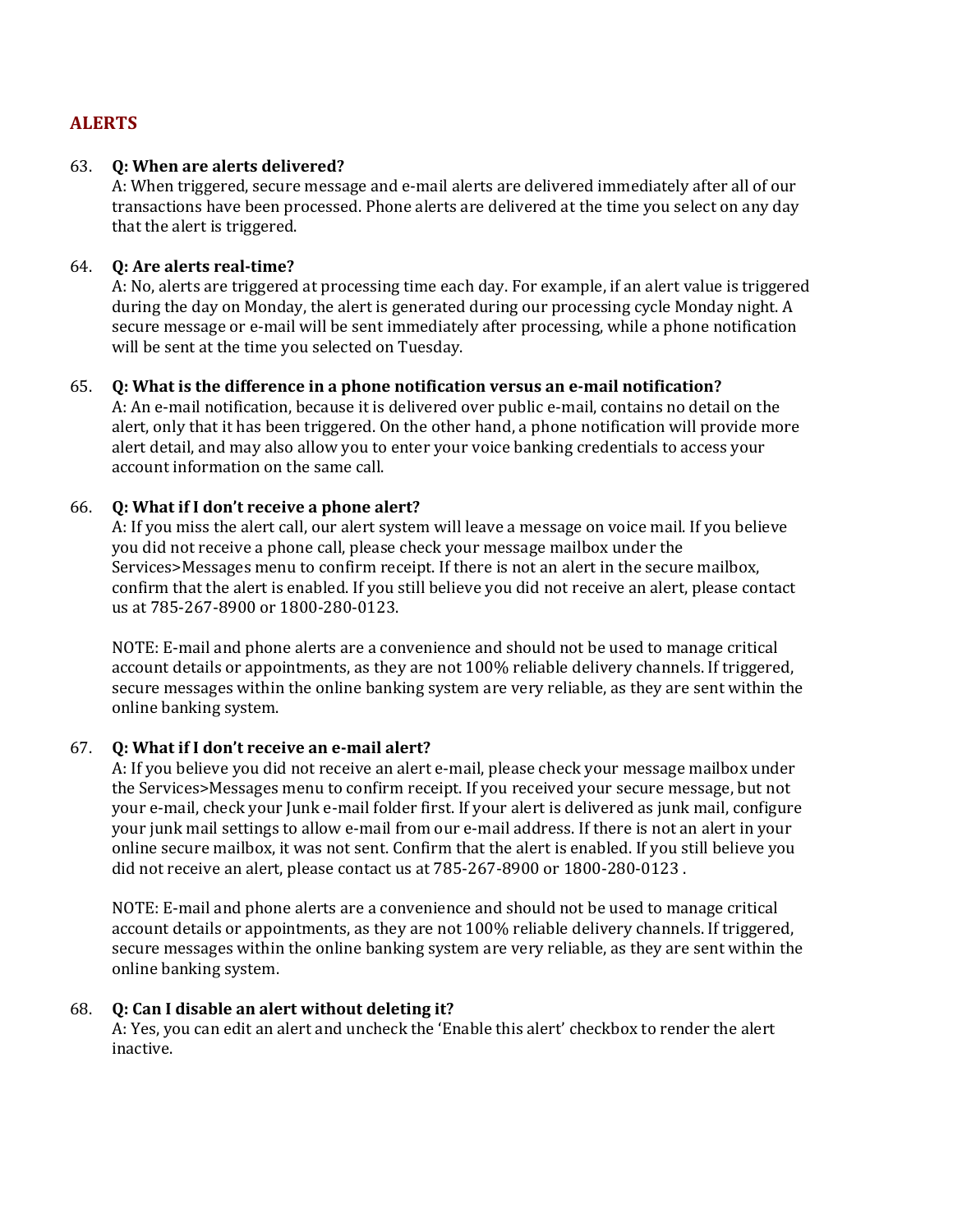## ALERTS

63. **Q: When are alerts delivered?**
    A: When triggered, secure message and e-mail alerts are delivered immediately after all of our transactions have been processed. Phone alerts are delivered at the time you select on any day that the alert is triggered.

64. **Q: Are alerts real-time?**
    A: No, alerts are triggered at processing time each day. For example, if an alert value is triggered during the day on Monday, the alert is generated during our processing cycle Monday night. A secure message or e-mail will be sent immediately after processing, while a phone notification will be sent at the time you selected on Tuesday.

65. **Q: What is the difference in a phone notification versus an e-mail notification?**
    A: An e-mail notification, because it is delivered over public e-mail, contains no detail on the alert, only that it has been triggered. On the other hand, a phone notification will provide more alert detail, and may also allow you to enter your voice banking credentials to access your account information on the same call.

66. **Q: What if I don't receive a phone alert?**
    A: If you miss the alert call, our alert system will leave a message on voice mail. If you believe you did not receive a phone call, please check your message mailbox under the Services>Messages menu to confirm receipt. If there is not an alert in the secure mailbox, confirm that the alert is enabled. If you still believe you did not receive an alert, please contact us at 785-267-8900 or 1800-280-0123.

    NOTE: E-mail and phone alerts are a convenience and should not be used to manage critical account details or appointments, as they are not 100% reliable delivery channels. If triggered, secure messages within the online banking system are very reliable, as they are sent within the online banking system.

67. **Q: What if I don't receive an e-mail alert?**
    A: If you believe you did not receive an alert e-mail, please check your message mailbox under the Services>Messages menu to confirm receipt. If you received your secure message, but not your e-mail, check your Junk e-mail folder first. If your alert is delivered as junk mail, configure your junk mail settings to allow e-mail from our e-mail address. If there is not an alert in your online secure mailbox, it was not sent. Confirm that the alert is enabled. If you still believe you did not receive an alert, please contact us at 785-267-8900 or 1800-280-0123 .

    NOTE: E-mail and phone alerts are a convenience and should not be used to manage critical account details or appointments, as they are not 100% reliable delivery channels. If triggered, secure messages within the online banking system are very reliable, as they are sent within the online banking system.

68. **Q: Can I disable an alert without deleting it?**
    A: Yes, you can edit an alert and uncheck the 'Enable this alert' checkbox to render the alert inactive.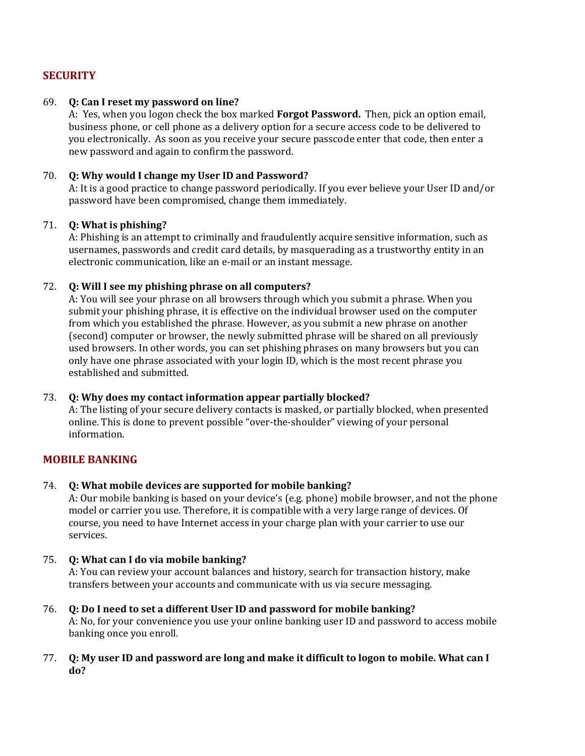## SECURITY

69. **Q: Can I reset my password on line?**
    A: Yes, when you logon check the box marked **Forgot Password.** Then, pick an option email, business phone, or cell phone as a delivery option for a secure access code to be delivered to you electronically. As soon as you receive your secure passcode enter that code, then enter a new password and again to confirm the password.

70. **Q: Why would I change my User ID and Password?**
    A: It is a good practice to change password periodically. If you ever believe your User ID and/or password have been compromised, change them immediately.

71. **Q: What is phishing?**
    A: Phishing is an attempt to criminally and fraudulently acquire sensitive information, such as usernames, passwords and credit card details, by masquerading as a trustworthy entity in an electronic communication, like an e-mail or an instant message.

72. **Q: Will I see my phishing phrase on all computers?**
    A: You will see your phrase on all browsers through which you submit a phrase. When you submit your phishing phrase, it is effective on the individual browser used on the computer from which you established the phrase. However, as you submit a new phrase on another (second) computer or browser, the newly submitted phrase will be shared on all previously used browsers. In other words, you can set phishing phrases on many browsers but you can only have one phrase associated with your login ID, which is the most recent phrase you established and submitted.

73. **Q: Why does my contact information appear partially blocked?**
    A: The listing of your secure delivery contacts is masked, or partially blocked, when presented online. This is done to prevent possible "over-the-shoulder" viewing of your personal information.

## MOBILE BANKING

74. **Q: What mobile devices are supported for mobile banking?**
    A: Our mobile banking is based on your device's (e.g. phone) mobile browser, and not the phone model or carrier you use. Therefore, it is compatible with a very large range of devices. Of course, you need to have Internet access in your charge plan with your carrier to use our services.

75. **Q: What can I do via mobile banking?**
    A: You can review your account balances and history, search for transaction history, make transfers between your accounts and communicate with us via secure messaging.

76. **Q: Do I need to set a different User ID and password for mobile banking?**
    A: No, for your convenience you use your online banking user ID and password to access mobile banking once you enroll.

77. **Q: My user ID and password are long and make it difficult to logon to mobile. What can I do?**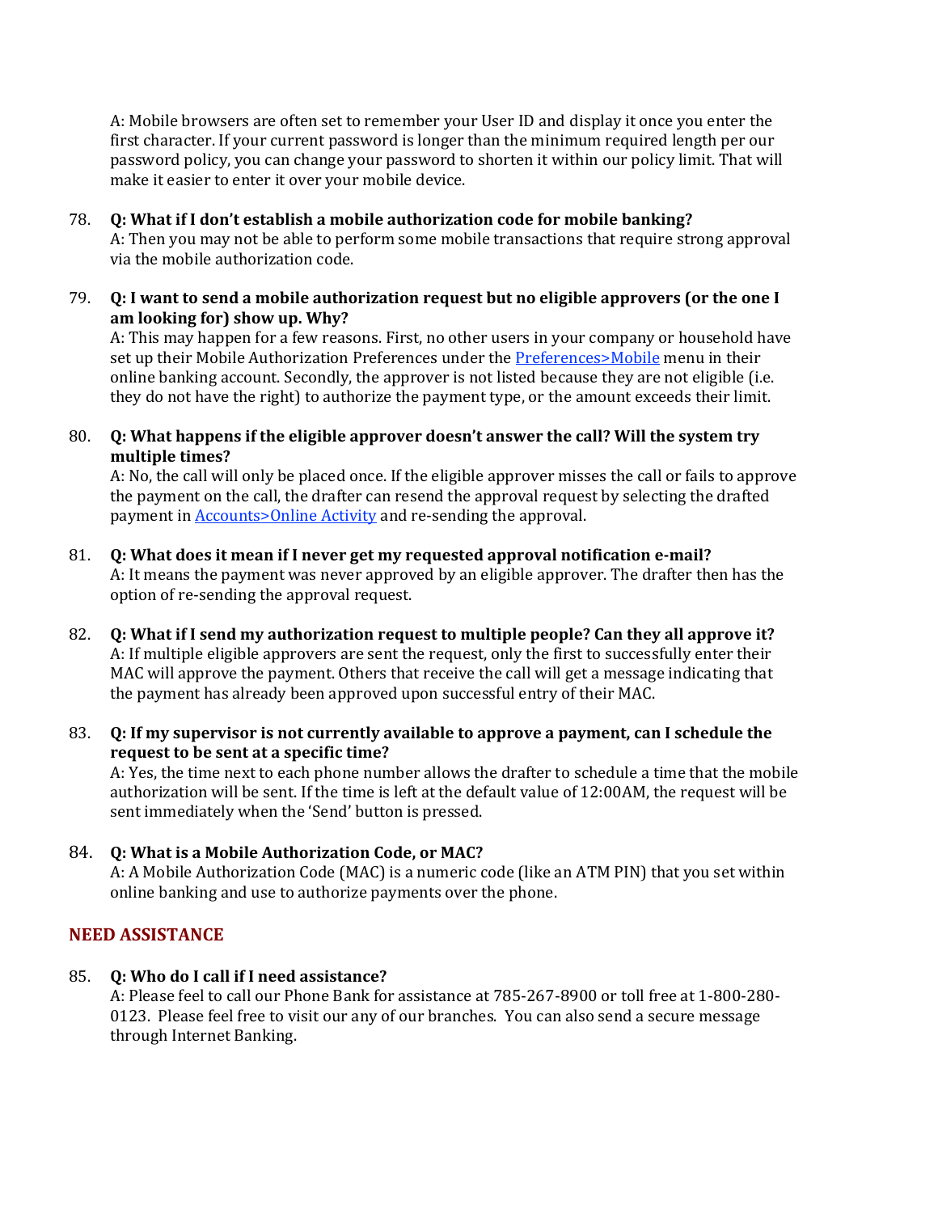A: Mobile browsers are often set to remember your User ID and display it once you enter the first character. If your current password is longer than the minimum required length per our password policy, you can change your password to shorten it within our policy limit. That will make it easier to enter it over your mobile device.

78. **Q: What if I don't establish a mobile authorization code for mobile banking?**
A: Then you may not be able to perform some mobile transactions that require strong approval via the mobile authorization code.

79. **Q: I want to send a mobile authorization request but no eligible approvers (or the one I am looking for) show up. Why?**
A: This may happen for a few reasons. First, no other users in your company or household have set up their Mobile Authorization Preferences under the Preferences>Mobile menu in their online banking account. Secondly, the approver is not listed because they are not eligible (i.e. they do not have the right) to authorize the payment type, or the amount exceeds their limit.

80. **Q: What happens if the eligible approver doesn't answer the call? Will the system try multiple times?**
A: No, the call will only be placed once. If the eligible approver misses the call or fails to approve the payment on the call, the drafter can resend the approval request by selecting the drafted payment in Accounts>Online Activity and re-sending the approval.

81. **Q: What does it mean if I never get my requested approval notification e-mail?**
A: It means the payment was never approved by an eligible approver. The drafter then has the option of re-sending the approval request.

82. **Q: What if I send my authorization request to multiple people? Can they all approve it?**
A: If multiple eligible approvers are sent the request, only the first to successfully enter their MAC will approve the payment. Others that receive the call will get a message indicating that the payment has already been approved upon successful entry of their MAC.

83. **Q: If my supervisor is not currently available to approve a payment, can I schedule the request to be sent at a specific time?**
A: Yes, the time next to each phone number allows the drafter to schedule a time that the mobile authorization will be sent. If the time is left at the default value of 12:00AM, the request will be sent immediately when the 'Send' button is pressed.

84. **Q: What is a Mobile Authorization Code, or MAC?**
A: A Mobile Authorization Code (MAC) is a numeric code (like an ATM PIN) that you set within online banking and use to authorize payments over the phone.

## NEED ASSISTANCE

85. **Q: Who do I call if I need assistance?**
A: Please feel to call our Phone Bank for assistance at 785-267-8900 or toll free at 1-800-280-0123. Please feel free to visit our any of our branches. You can also send a secure message through Internet Banking.